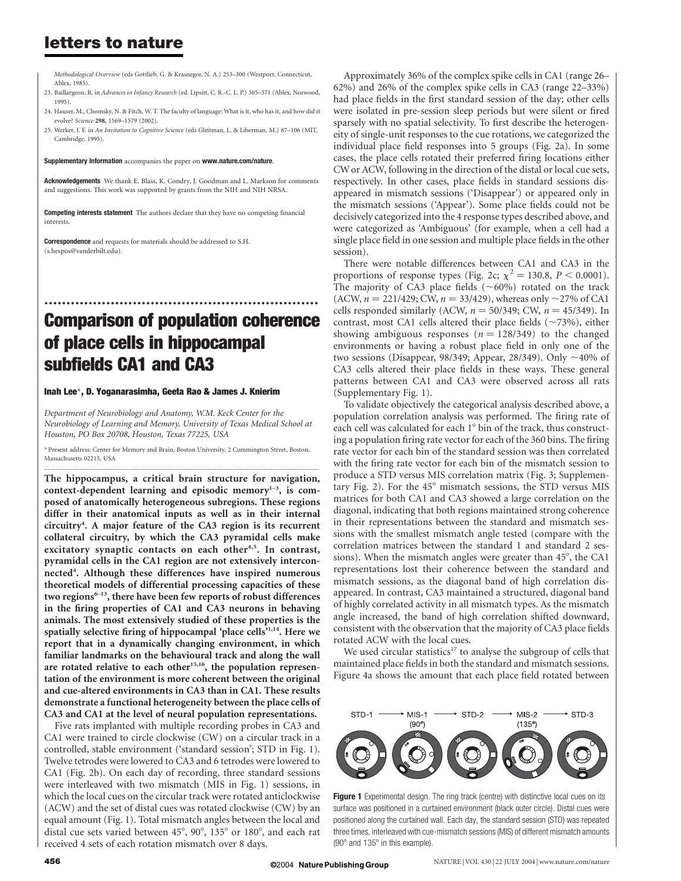*Methodological Overview* (eds Gottlieb, G. & Krasnegor, N. A.) 253–300 (Westport, Connecticut, Ablex, 1985).

23. Baillargeon, R. in *Advances in Infancy Research* (ed. Lipsitt, C. R.-C. L. P.) 305–371 (Ablex, Norwood, 1995).
24. Hauser, M., Chomsky, N. & Fitch, W. T. The faculty of language: What is it, who has it, and how did it evolve? *Science* **298,** 1569–1579 (2002).
25. Werker, J. F. in *An Invitation to Cognitive Science* (eds Gleitman, L. & Liberman, M.) 87–106 (MIT, Cambridge, 1995).

**Supplementary Information** accompanies the paper on **www.nature.com/nature**.

**Acknowledgements** We thank E. Blass, K. Condry, J. Goodman and L. Markson for comments and suggestions. This work was supported by grants from the NIH and NIH NRSA.

**Competing interests statement** The authors declare that they have no competing financial interests.

**Correspondence** and requests for materials should be addressed to S.H. (s.hespos@vanderbilt.edu).

# Comparison of population coherence of place cells in hippocampal subfields CA1 and CA3

**Inah Lee**\*, **D. Yoganarasimha, Geeta Rao & James J. Knierim**

*Department of Neurobiology and Anatomy, W.M. Keck Center for the Neurobiology of Learning and Memory, University of Texas Medical School at Houston, PO Box 20708, Houston, Texas 77225, USA*

\* Present address: Center for Memory and Brain, Boston University, 2 Cummington Street, Boston, Massachusetts 02215, USA

**The hippocampus, a critical brain structure for navigation, context-dependent learning and episodic memory[1–3], is composed of anatomically heterogeneous subregions. These regions differ in their anatomical inputs as well as in their internal circuitry[4]. A major feature of the CA3 region is its recurrent collateral circuitry, by which the CA3 pyramidal cells make excitatory synaptic contacts on each other[4,5]. In contrast, pyramidal cells in the CA1 region are not extensively interconnected[4]. Although these differences have inspired numerous theoretical models of differential processing capacities of these two regions[6–13], there have been few reports of robust differences in the firing properties of CA1 and CA3 neurons in behaving animals. The most extensively studied of these properties is the spatially selective firing of hippocampal 'place cells'[1,14]. Here we report that in a dynamically changing environment, in which familiar landmarks on the behavioural track and along the wall are rotated relative to each other[15,16], the population representation of the environment is more coherent between the original and cue-altered environments in CA3 than in CA1. These results demonstrate a functional heterogeneity between the place cells of CA3 and CA1 at the level of neural population representations.**

Five rats implanted with multiple recording probes in CA3 and CA1 were trained to circle clockwise (CW) on a circular track in a controlled, stable environment ('standard session'; STD in Fig. 1). Twelve tetrodes were lowered to CA3 and 6 tetrodes were lowered to CA1 (Fig. 2b). On each day of recording, three standard sessions were interleaved with two mismatch (MIS in Fig. 1) sessions, in which the local cues on the circular track were rotated anticlockwise (ACW) and the set of distal cues was rotated clockwise (CW) by an equal amount (Fig. 1). Total mismatch angles between the local and distal cue sets varied between 45°, 90°, 135° or 180°, and each rat received 4 sets of each rotation mismatch over 8 days.

Approximately 36% of the complex spike cells in CA1 (range 26–62%) and 26% of the complex spike cells in CA3 (range 22–33%) had place fields in the first standard session of the day; other cells were isolated in pre-session sleep periods but were silent or fired sparsely with no spatial selectivity. To first describe the heterogeneity of single-unit responses to the cue rotations, we categorized the individual place field responses into 5 groups (Fig. 2a). In some cases, the place cells rotated their preferred firing locations either CW or ACW, following in the direction of the distal or local cue sets, respectively. In other cases, place fields in standard sessions disappeared in mismatch sessions ('Disappear') or appeared only in the mismatch sessions ('Appear'). Some place fields could not be decisively categorized into the 4 response types described above, and were categorized as 'Ambiguous' (for example, when a cell had a single place field in one session and multiple place fields in the other session).

There were notable differences between CA1 and CA3 in the proportions of response types (Fig. 2c; $\chi^2 = 130.8$, $P < 0.0001$). The majority of CA3 place fields (~60%) rotated on the track (ACW, $n = 221/429$; CW, $n = 33/429$), whereas only ~27% of CA1 cells responded similarly (ACW, $n = 50/349$; CW, $n = 45/349$). In contrast, most CA1 cells altered their place fields (~73%), either showing ambiguous responses ($n = 128/349$) to the changed environments or having a robust place field in only one of the two sessions (Disappear, 98/349; Appear, 28/349). Only ~40% of CA3 cells altered their place fields in these ways. These general patterns between CA1 and CA3 were observed across all rats (Supplementary Fig. 1).

To validate objectively the categorical analysis described above, a population correlation analysis was performed. The firing rate of each cell was calculated for each 1° bin of the track, thus constructing a population firing rate vector for each of the 360 bins. The firing rate vector for each bin of the standard session was then correlated with the firing rate vector for each bin of the mismatch session to produce a STD versus MIS correlation matrix (Fig. 3; Supplementary Fig. 2). For the 45° mismatch sessions, the STD versus MIS matrices for both CA1 and CA3 showed a large correlation on the diagonal, indicating that both regions maintained strong coherence in their representations between the standard and mismatch sessions with the smallest mismatch angle tested (compare with the correlation matrices between the standard 1 and standard 2 sessions). When the mismatch angles were greater than 45°, the CA1 representations lost their coherence between the standard and mismatch sessions, as the diagonal band of high correlation disappeared. In contrast, CA3 maintained a structured, diagonal band of highly correlated activity in all mismatch types. As the mismatch angle increased, the band of high correlation shifted downward, consistent with the observation that the majority of CA3 place fields rotated ACW with the local cues.

We used circular statistics[17] to analyse the subgroup of cells that maintained place fields in both the standard and mismatch sessions. Figure 4a shows the amount that each place field rotated between

STD-1 → MIS-1 (90°) → STD-2 → MIS-2 (135°) → STD-3

**Figure 1** Experimental design. The ring track (centre) with distinctive local cues on its surface was positioned in a curtained environment (black outer circle). Distal cues were positioned along the curtained wall. Each day, the standard session (STD) was repeated three times, interleaved with cue-mismatch sessions (MIS) of different mismatch amounts (90° and 135° in this example).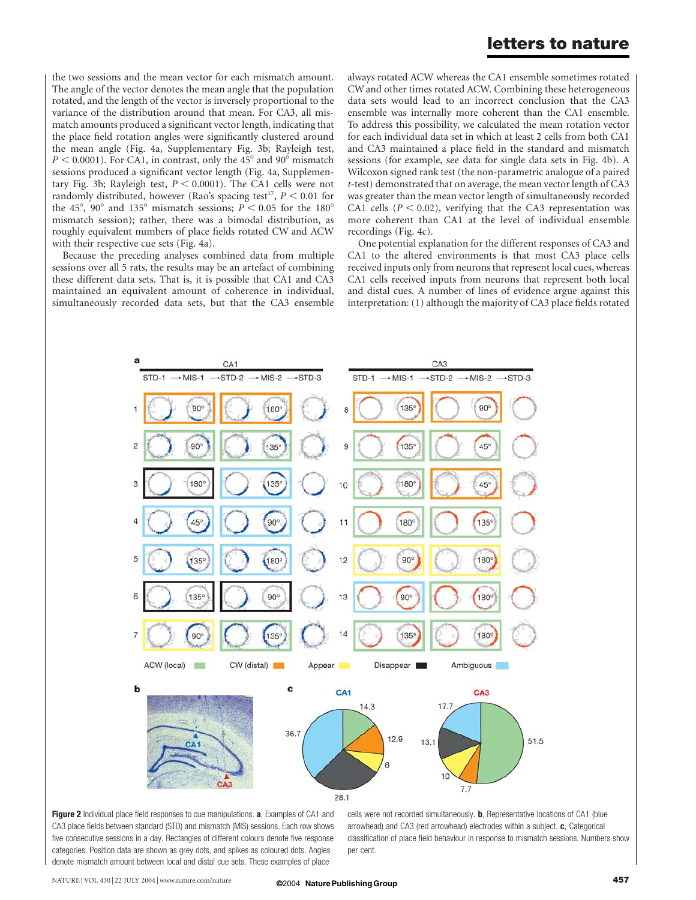the two sessions and the mean vector for each mismatch amount. The angle of the vector denotes the mean angle that the population rotated, and the length of the vector is inversely proportional to the variance of the distribution around that mean. For CA3, all mismatch amounts produced a significant vector length, indicating that the place field rotation angles were significantly clustered around the mean angle (Fig. 4a, Supplementary Fig. 3b; Rayleigh test, $P < 0.0001$). For CA1, in contrast, only the 45° and 90° mismatch sessions produced a significant vector length (Fig. 4a, Supplementary Fig. 3b; Rayleigh test, $P < 0.0001$). The CA1 cells were not randomly distributed, however (Rao's spacing test[17], $P < 0.01$ for the 45°, 90° and 135° mismatch sessions; $P < 0.05$ for the 180° mismatch session); rather, there was a bimodal distribution, as roughly equivalent numbers of place fields rotated CW and ACW with their respective cue sets (Fig. 4a).

Because the preceding analyses combined data from multiple sessions over all 5 rats, the results may be an artefact of combining these different data sets. That is, it is possible that CA1 and CA3 maintained an equivalent amount of coherence in individual, simultaneously recorded data sets, but that the CA3 ensemble always rotated ACW whereas the CA1 ensemble sometimes rotated CW and other times rotated ACW. Combining these heterogeneous data sets would lead to an incorrect conclusion that the CA3 ensemble was internally more coherent than the CA1 ensemble. To address this possibility, we calculated the mean rotation vector for each individual data set in which at least 2 cells from both CA1 and CA3 maintained a place field in the standard and mismatch sessions (for example, see data for single data sets in Fig. 4b). A Wilcoxon signed rank test (the non-parametric analogue of a paired $t$-test) demonstrated that on average, the mean vector length of CA3 was greater than the mean vector length of simultaneously recorded CA1 cells ($P < 0.02$), verifying that the CA3 representation was more coherent than CA1 at the level of individual ensemble recordings (Fig. 4c).

One potential explanation for the different responses of CA3 and CA1 to the altered environments is that most CA3 place cells received inputs only from neurons that represent local cues, whereas CA1 cells received inputs from neurons that represent both local and distal cues. A number of lines of evidence argue against this interpretation: (1) although the majority of CA3 place fields rotated

**Figure 2** Individual place field responses to cue manipulations. **a**, Examples of CA1 and CA3 place fields between standard (STD) and mismatch (MIS) sessions. Each row shows five consecutive sessions in a day. Rectangles of different colours denote five response categories. Position data are shown as grey dots, and spikes as coloured dots. Angles denote mismatch amount between local and distal cue sets. These examples of place cells were not recorded simultaneously. **b**, Representative locations of CA1 (blue arrowhead) and CA3 (red arrowhead) electrodes within a subject. **c**, Categorical classification of place field behaviour in response to mismatch sessions. Numbers show per cent.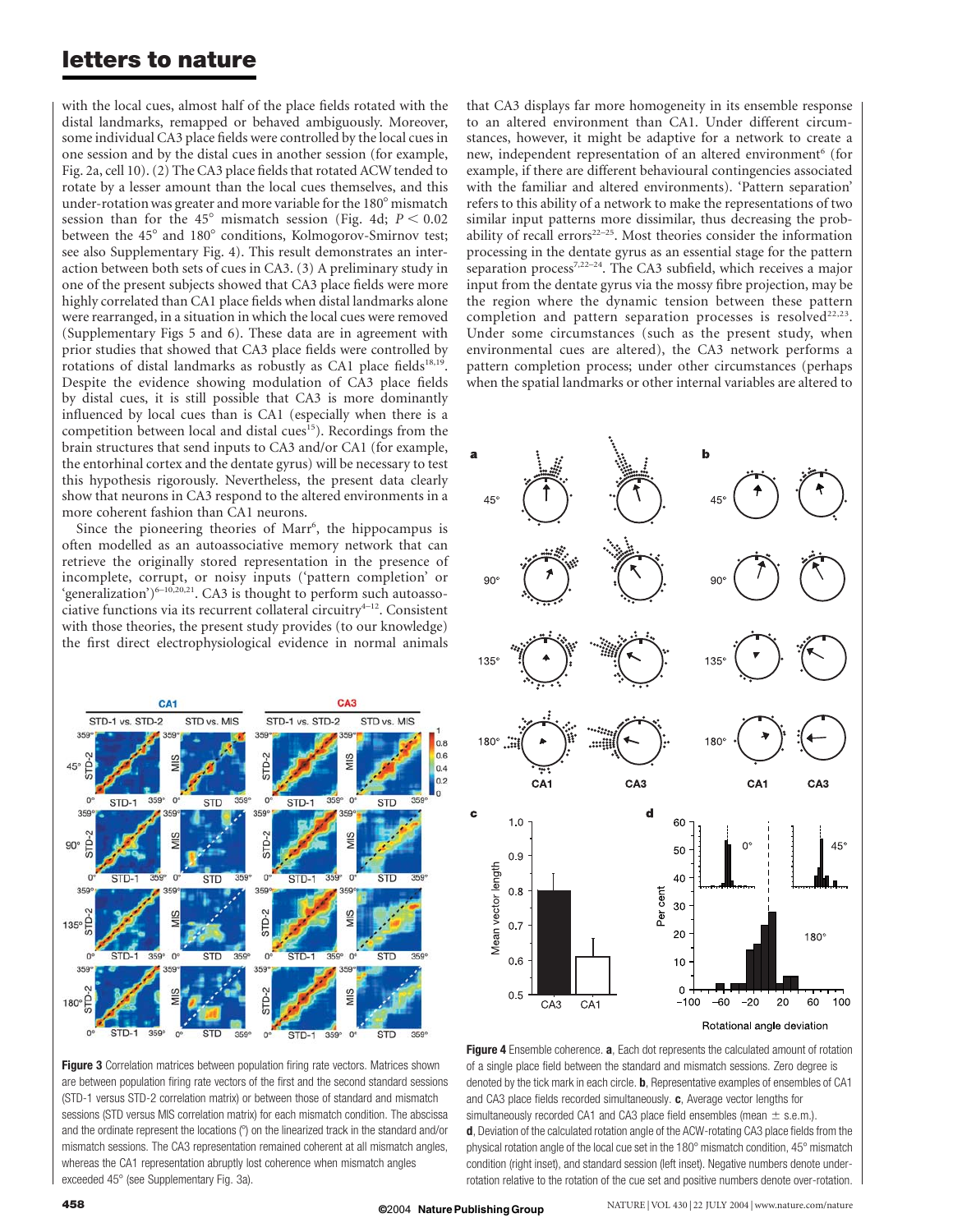with the local cues, almost half of the place fields rotated with the distal landmarks, remapped or behaved ambiguously. Moreover, some individual CA3 place fields were controlled by the local cues in one session and by the distal cues in another session (for example, Fig. 2a, cell 10). (2) The CA3 place fields that rotated ACW tended to rotate by a lesser amount than the local cues themselves, and this under-rotation was greater and more variable for the 180° mismatch session than for the 45° mismatch session (Fig. 4d; $P < 0.02$ between the 45° and 180° conditions, Kolmogorov-Smirnov test; see also Supplementary Fig. 4). This result demonstrates an interaction between both sets of cues in CA3. (3) A preliminary study in one of the present subjects showed that CA3 place fields were more highly correlated than CA1 place fields when distal landmarks alone were rearranged, in a situation in which the local cues were removed (Supplementary Figs 5 and 6). These data are in agreement with prior studies that showed that CA3 place fields were controlled by rotations of distal landmarks as robustly as CA1 place fields[18,19]. Despite the evidence showing modulation of CA3 place fields by distal cues, it is still possible that CA3 is more dominantly influenced by local cues than is CA1 (especially when there is a competition between local and distal cues[15]). Recordings from the brain structures that send inputs to CA3 and/or CA1 (for example, the entorhinal cortex and the dentate gyrus) will be necessary to test this hypothesis rigorously. Nevertheless, the present data clearly show that neurons in CA3 respond to the altered environments in a more coherent fashion than CA1 neurons.

Since the pioneering theories of Marr[6], the hippocampus is often modelled as an autoassociative memory network that can retrieve the originally stored representation in the presence of incomplete, corrupt, or noisy inputs ('pattern completion' or 'generalization')[6–10,20,21]. CA3 is thought to perform such autoassociative functions via its recurrent collateral circuitry[4–12]. Consistent with those theories, the present study provides (to our knowledge) the first direct electrophysiological evidence in normal animals that CA3 displays far more homogeneity in its ensemble response to an altered environment than CA1. Under different circumstances, however, it might be adaptive for a network to create a new, independent representation of an altered environment[6] (for example, if there are different behavioural contingencies associated with the familiar and altered environments). 'Pattern separation' refers to this ability of a network to make the representations of two similar input patterns more dissimilar, thus decreasing the probability of recall errors[22–25]. Most theories consider the information processing in the dentate gyrus as an essential stage for the pattern separation process[7,22–24]. The CA3 subfield, which receives a major input from the dentate gyrus via the mossy fibre projection, may be the region where the dynamic tension between these pattern completion and pattern separation processes is resolved[22,23]. Under some circumstances (such as the present study, when environmental cues are altered), the CA3 network performs a pattern completion process; under other circumstances (perhaps when the spatial landmarks or other internal variables are altered to

**Figure 3** Correlation matrices between population firing rate vectors. Matrices shown are between population firing rate vectors of the first and the second standard sessions (STD-1 versus STD-2 correlation matrix) or between those of standard and mismatch sessions (STD versus MIS correlation matrix) for each mismatch condition. The abscissa and the ordinate represent the locations (°) on the linearized track in the standard and/or mismatch sessions. The CA3 representation remained coherent at all mismatch angles, whereas the CA1 representation abruptly lost coherence when mismatch angles exceeded 45° (see Supplementary Fig. 3a).

**Figure 4** Ensemble coherence. **a**, Each dot represents the calculated amount of rotation of a single place field between the standard and mismatch sessions. Zero degree is denoted by the tick mark in each circle. **b**, Representative examples of ensembles of CA1 and CA3 place fields recorded simultaneously. **c**, Average vector lengths for simultaneously recorded CA1 and CA3 place field ensembles (mean ± s.e.m.). **d**, Deviation of the calculated rotation angle of the ACW-rotating CA3 place fields from the physical rotation angle of the local cue set in the 180° mismatch condition, 45° mismatch condition (right inset), and standard session (left inset). Negative numbers denote under-rotation relative to the rotation of the cue set and positive numbers denote over-rotation.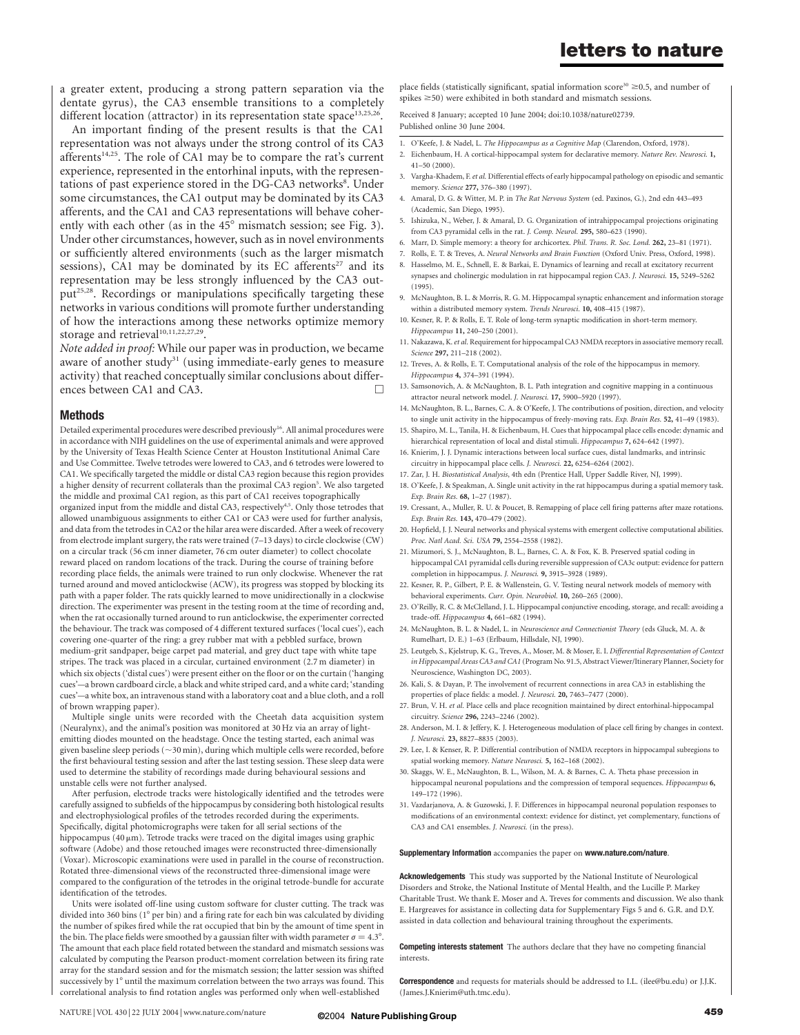a greater extent, producing a strong pattern separation via the dentate gyrus), the CA3 ensemble transitions to a completely different location (attractor) in its representation state space[13,25,26].

An important finding of the present results is that the CA1 representation was not always under the strong control of its CA3 afferents[14,25]. The role of CA1 may be to compare the rat's current experience, represented in the entorhinal inputs, with the representations of past experience stored in the DG-CA3 networks[8]. Under some circumstances, the CA1 output may be dominated by its CA3 afferents, and the CA1 and CA3 representations will behave coherently with each other (as in the 45° mismatch session; see Fig. 3). Under other circumstances, however, such as in novel environments or sufficiently altered environments (such as the larger mismatch sessions), CA1 may be dominated by its EC afferents[27] and its representation may be less strongly influenced by the CA3 output[25,28]. Recordings or manipulations specifically targeting these networks in various conditions will promote further understanding of how the interactions among these networks optimize memory storage and retrieval[10,11,22,27,29].

*Note added in proof:* While our paper was in production, we became aware of another study[31] (using immediate-early genes to measure activity) that reached conceptually similar conclusions about differences between CA1 and CA3. □

## Methods

Detailed experimental procedures were described previously[16]. All animal procedures were in accordance with NIH guidelines on the use of experimental animals and were approved by the University of Texas Health Science Center at Houston Institutional Animal Care and Use Committee. Twelve tetrodes were lowered to CA3, and 6 tetrodes were lowered to CA1. We specifically targeted the middle or distal CA3 region because this region provides a higher density of recurrent collaterals than the proximal CA3 region[5]. We also targeted the middle and proximal CA1 region, as this part of CA1 receives topographically organized input from the middle and distal CA3, respectively[4,5]. Only those tetrodes that allowed unambiguous assignments to either CA1 or CA3 were used for further analysis, and data from the tetrodes in CA2 or the hilar area were discarded. After a week of recovery from electrode implant surgery, the rats were trained (7–13 days) to circle clockwise (CW) on a circular track (56 cm inner diameter, 76 cm outer diameter) to collect chocolate reward placed on random locations of the track. During the course of training before recording place fields, the animals were trained to run only clockwise. Whenever the rat turned around and moved anticlockwise (ACW), its progress was stopped by blocking its path with a paper folder. The rats quickly learned to move unidirectionally in a clockwise direction. The experimenter was present in the testing room at the time of recording and, when the rat occasionally turned around to run anticlockwise, the experimenter corrected the behaviour. The track was composed of 4 different textured surfaces ('local cues'), each covering one-quarter of the ring: a grey rubber mat with a pebbled surface, brown medium-grit sandpaper, beige carpet pad material, and grey duct tape with white tape stripes. The track was placed in a circular, curtained environment (2.7 m diameter) in which six objects ('distal cues') were present either on the floor or on the curtain ('hanging cues'—a brown cardboard circle, a black and white striped card, and a white card; 'standing cues'—a white box, an intravenous stand with a laboratory coat and a blue cloth, and a roll of brown wrapping paper).

Multiple single units were recorded with the Cheetah data acquisition system (Neuralynx), and the animal's position was monitored at 30 Hz via an array of light-emitting diodes mounted on the headstage. Once the testing started, each animal was given baseline sleep periods (~30 min), during which multiple cells were recorded, before the first behavioural testing session and after the last testing session. These sleep data were used to determine the stability of recordings made during behavioural sessions and unstable cells were not further analysed.

After perfusion, electrode tracks were histologically identified and the tetrodes were carefully assigned to subfields of the hippocampus by considering both histological results and electrophysiological profiles of the tetrodes recorded during the experiments. Specifically, digital photomicrographs were taken for all serial sections of the hippocampus (40 μm). Tetrode tracks were traced on the digital images using graphic software (Adobe) and those retouched images were reconstructed three-dimensionally (Voxar). Microscopic examinations were used in parallel in the course of reconstruction. Rotated three-dimensional views of the reconstructed three-dimensional image were compared to the configuration of the tetrodes in the original tetrode-bundle for accurate identification of the tetrodes.

Units were isolated off-line using custom software for cluster cutting. The track was divided into 360 bins (1° per bin) and a firing rate for each bin was calculated by dividing the number of spikes fired while the rat occupied that bin by the amount of time spent in the bin. The place fields were smoothed by a gaussian filter with width parameter $\sigma = 4.3°$. The amount that each place field rotated between the standard and mismatch sessions was calculated by computing the Pearson product-moment correlation between its firing rate array for the standard session and for the mismatch session; the latter session was shifted successively by 1° until the maximum correlation between the two arrays was found. This correlational analysis to find rotation angles was performed only when well-established place fields (statistically significant, spatial information score[30] ≥0.5, and number of spikes ≥50) were exhibited in both standard and mismatch sessions.

Received 8 January; accepted 10 June 2004; doi:10.1038/nature02739.
Published online 30 June 2004.

1. O'Keefe, J. & Nadel, L. *The Hippocampus as a Cognitive Map* (Clarendon, Oxford, 1978).
2. Eichenbaum, H. A cortical-hippocampal system for declarative memory. *Nature Rev. Neurosci.* **1,** 41–50 (2000).
3. Vargha-Khadem, F. *et al.* Differential effects of early hippocampal pathology on episodic and semantic memory. *Science* **277,** 376–380 (1997).
4. Amaral, D. G. & Witter, M. P. in *The Rat Nervous System* (ed. Paxinos, G.), 2nd edn 443–493 (Academic, San Diego, 1995).
5. Ishizuka, N., Weber, J. & Amaral, D. G. Organization of intrahippocampal projections originating from CA3 pyramidal cells in the rat. *J. Comp. Neurol.* **295,** 580–623 (1990).
6. Marr, D. Simple memory: a theory for archicortex. *Phil. Trans. R. Soc. Lond.* **262,** 23–81 (1971).
7. Rolls, E. T. & Treves, A. *Neural Networks and Brain Function* (Oxford Univ. Press, Oxford, 1998).
8. Hasselmo, M. E., Schnell, E. & Barkai, E. Dynamics of learning and recall at excitatory recurrent synapses and cholinergic modulation in rat hippocampal region CA3. *J. Neurosci.* **15,** 5249–5262 (1995).
9. McNaughton, B. L. & Morris, R. G. M. Hippocampal synaptic enhancement and information storage within a distributed memory system. *Trends Neurosci.* **10,** 408–415 (1987).
10. Kesner, R. P. & Rolls, E. T. Role of long-term synaptic modification in short-term memory. *Hippocampus* **11,** 240–250 (2001).
11. Nakazawa, K. *et al.* Requirement for hippocampal CA3 NMDA receptors in associative memory recall. *Science* **297,** 211–218 (2002).
12. Treves, A. & Rolls, E. T. Computational analysis of the role of the hippocampus in memory. *Hippocampus* **4,** 374–391 (1994).
13. Samsonovich, A. & McNaughton, B. L. Path integration and cognitive mapping in a continuous attractor neural network model. *J. Neurosci.* **17,** 5900–5920 (1997).
14. McNaughton, B. L., Barnes, C. A. & O'Keefe, J. The contributions of position, direction, and velocity to single unit activity in the hippocampus of freely-moving rats. *Exp. Brain Res.* **52,** 41–49 (1983).
15. Shapiro, M. L., Tanila, H. & Eichenbaum, H. Cues that hippocampal place cells encode: dynamic and hierarchical representation of local and distal stimuli. *Hippocampus* **7,** 624–642 (1997).
16. Knierim, J. J. Dynamic interactions between local surface cues, distal landmarks, and intrinsic circuitry in hippocampal place cells. *J. Neurosci.* **22,** 6254–6264 (2002).
17. Zar, J. H. *Biostatistical Analysis*, 4th edn (Prentice Hall, Upper Saddle River, NJ, 1999).
18. O'Keefe, J. & Speakman, A. Single unit activity in the rat hippocampus during a spatial memory task. *Exp. Brain Res.* **68,** 1–27 (1987).
19. Cressant, A., Muller, R. U. & Poucet, B. Remapping of place cell firing patterns after maze rotations. *Exp. Brain Res.* **143,** 470–479 (2002).
20. Hopfield, J. J. Neural networks and physical systems with emergent collective computational abilities. *Proc. Natl Acad. Sci. USA* **79,** 2554–2558 (1982).
21. Mizumori, S. J., McNaughton, B. L., Barnes, C. A. & Fox, K. B. Preserved spatial coding in hippocampal CA1 pyramidal cells during reversible suppression of CA3c output: evidence for pattern completion in hippocampus. *J. Neurosci.* **9,** 3915–3928 (1989).
22. Kesner, R. P., Gilbert, P. E. & Wallenstein, G. V. Testing neural network models of memory with behavioral experiments. *Curr. Opin. Neurobiol.* **10,** 260–265 (2000).
23. O'Reilly, R. C. & McClelland, J. L. Hippocampal conjunctive encoding, storage, and recall: avoiding a trade-off. *Hippocampus* **4,** 661–682 (1994).
24. McNaughton, B. L. & Nadel, L. in *Neuroscience and Connectionist Theory* (eds Gluck, M. A. & Rumelhart, D. E.) 1–63 (Erlbaum, Hillsdale, NJ, 1990).
25. Leutgeb, S., Kjelstrup, K. G., Treves, A., Moser, M. & Moser, E. I. *Differential Representation of Context in Hippocampal Areas CA3 and CA1* (Program No. 91.5, Abstract Viewer/Itinerary Planner, Society for Neuroscience, Washington DC, 2003).
26. Kali, S. & Dayan, P. The involvement of recurrent connections in area CA3 in establishing the properties of place fields: a model. *J. Neurosci.* **20,** 7463–7477 (2000).
27. Brun, V. H. *et al.* Place cells and place recognition maintained by direct entorhinal-hippocampal circuitry. *Science* **296,** 2243–2246 (2002).
28. Anderson, M. I. & Jeffery, K. J. Heterogeneous modulation of place cell firing by changes in context. *J. Neurosci.* **23,** 8827–8835 (2003).
29. Lee, I. & Kesner, R. P. Differential contribution of NMDA receptors in hippocampal subregions to spatial working memory. *Nature Neurosci.* **5,** 162–168 (2002).
30. Skaggs, W. E., McNaughton, B. L., Wilson, M. A. & Barnes, C. A. Theta phase precession in hippocampal neuronal populations and the compression of temporal sequences. *Hippocampus* **6,** 149–172 (1996).
31. Vazdarjanova, A. & Guzowski, J. F. Differences in hippocampal neuronal population responses to modifications of an environmental context: evidence for distinct, yet complementary, functions of CA3 and CA1 ensembles. *J. Neurosci.* (in the press).

**Supplementary Information** accompanies the paper on **www.nature.com/nature**.

**Acknowledgements** This study was supported by the National Institute of Neurological Disorders and Stroke, the National Institute of Mental Health, and the Lucille P. Markey Charitable Trust. We thank E. Moser and A. Treves for comments and discussion. We also thank E. Hargreaves for assistance in collecting data for Supplementary Figs 5 and 6. G.R. and D.Y. assisted in data collection and behavioural training throughout the experiments.

**Competing interests statement** The authors declare that they have no competing financial interests.

**Correspondence** and requests for materials should be addressed to I.L. (ilee@bu.edu) or J.J.K. (James.J.Knierim@uth.tmc.edu).